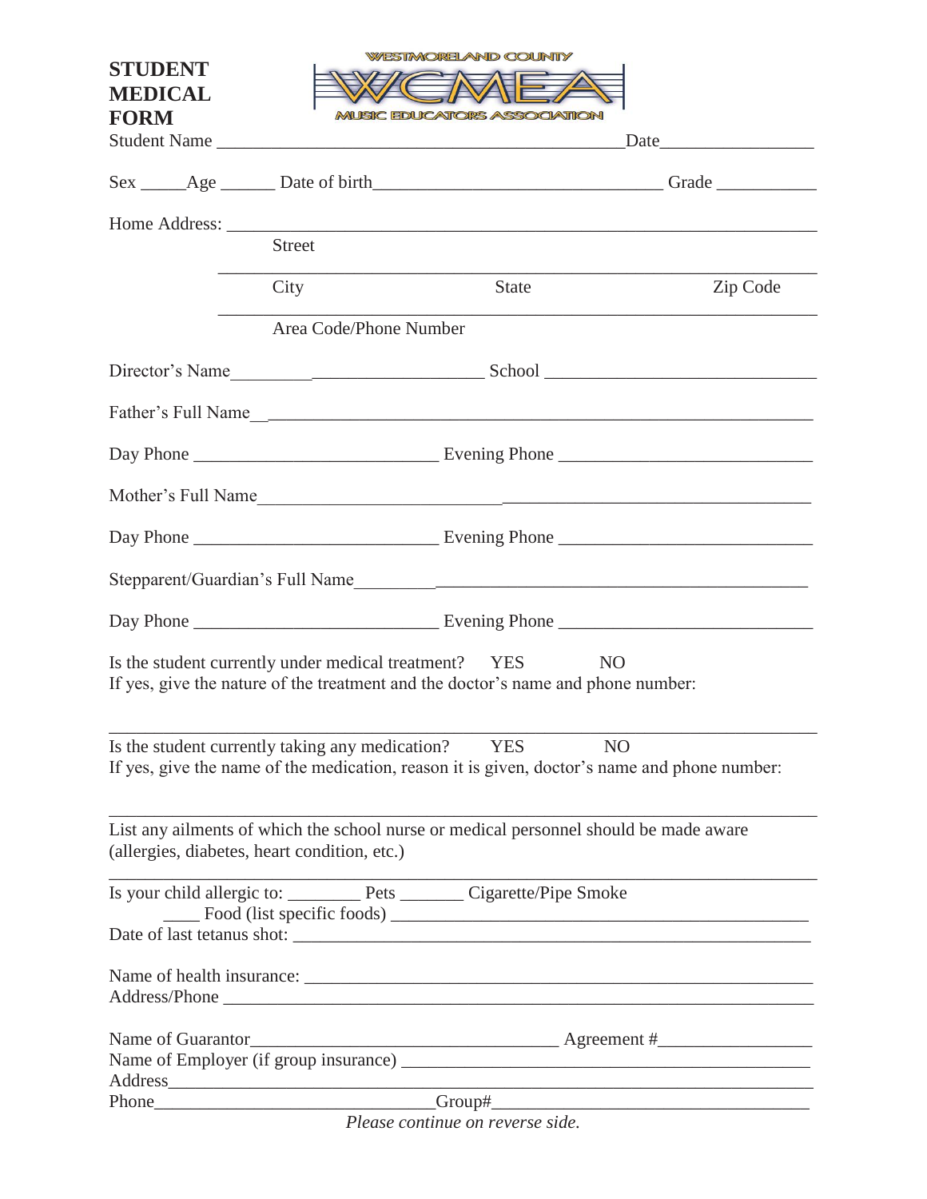# STUDENT MEDICAL FORM

WESTMORELAND COUNTY

WCMEA

MUSIC EDUCATORS ASSOCIATION

Student Name ______________________________________________ Date________________

Sex _____Age ______ Date of birth________________________________ Grade ___________

Home Address: ______________________________________________________________

Street

______________________________________________________________

City State Zip Code

______________________________________________________________

Area Code/Phone Number

Director's Name_____________________________ School ______________________________

Father's Full Name____________________________________________________________

Day Phone ___________________________ Evening Phone ____________________________

Mother's Full Name____________________________________________________________

Day Phone ___________________________ Evening Phone ____________________________

Stepparent/Guardian's Full Name__________________________________________________

Day Phone ___________________________ Evening Phone ____________________________

Is the student currently under medical treatment? YES NO

If yes, give the nature of the treatment and the doctor's name and phone number:

_______________________________________________________________________________

Is the student currently taking any medication? YES NO

If yes, give the name of the medication, reason it is given, doctor's name and phone number:

_______________________________________________________________________________

List any ailments of which the school nurse or medical personnel should be made aware (allergies, diabetes, heart condition, etc.)

_______________________________________________________________________________

Is your child allergic to: ________ Pets _______ Cigarette/Pipe Smoke

____ Food (list specific foods) ______________________________________________

Date of last tetanus shot: _________________________________________________________

Name of health insurance: ________________________________________________________

Address/Phone ________________________________________________________________

Name of Guarantor___________________________________ Agreement #_________________

Name of Employer (if group insurance) ______________________________________________

Address______________________________________________________________________

Phone______________________________Group#____________________________________

*Please continue on reverse side.*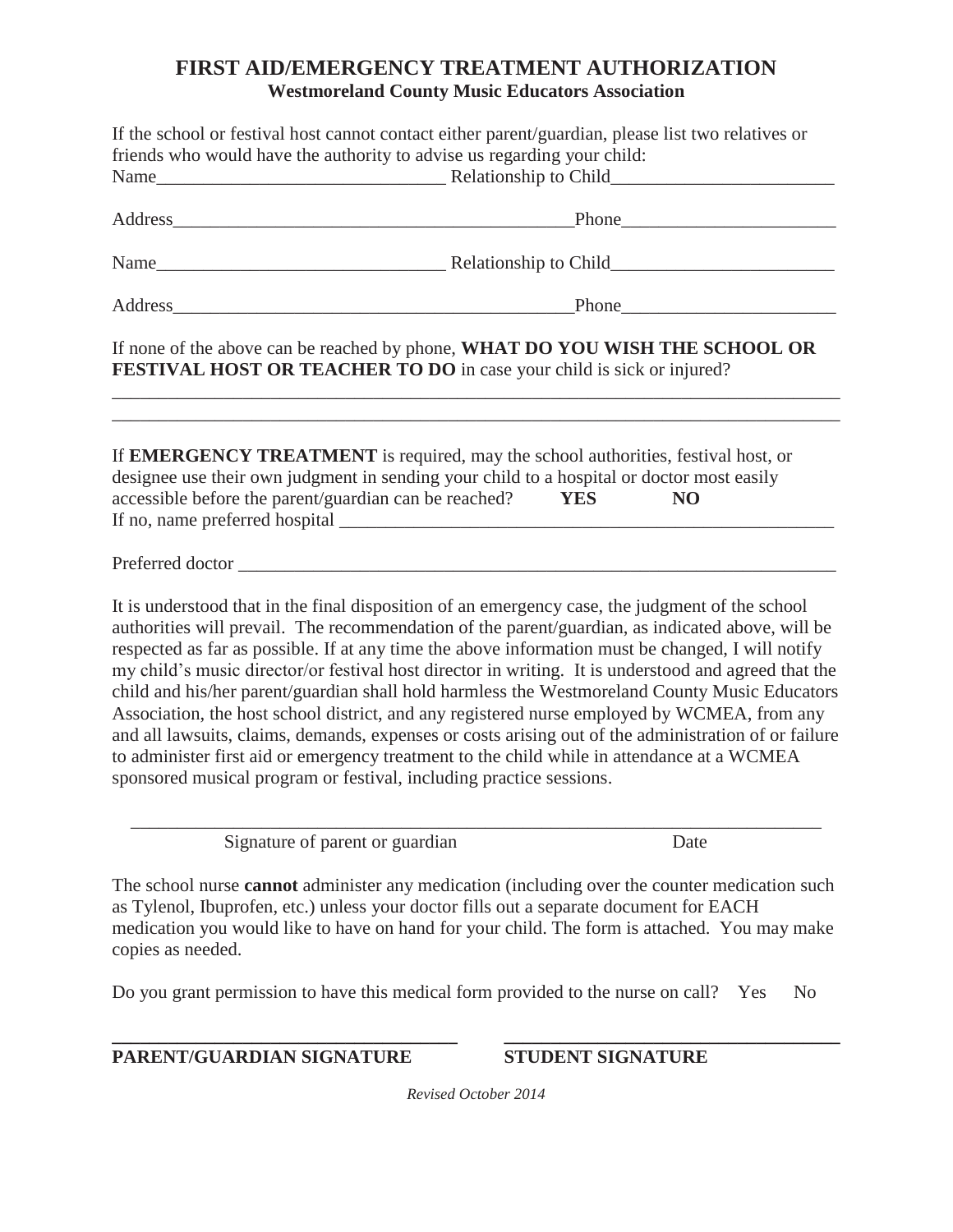# FIRST AID/EMERGENCY TREATMENT AUTHORIZATION

**Westmoreland County Music Educators Association**

If the school or festival host cannot contact either parent/guardian, please list two relatives or friends who would have the authority to advise us regarding your child:

Name_______________________________ Relationship to Child________________________

Address____________________________________________Phone_______________________

Name_______________________________ Relationship to Child________________________

Address____________________________________________Phone_______________________

If none of the above can be reached by phone, **WHAT DO YOU WISH THE SCHOOL OR FESTIVAL HOST OR TEACHER TO DO** in case your child is sick or injured?

_______________________________________________________________________________

_______________________________________________________________________________

If **EMERGENCY TREATMENT** is required, may the school authorities, festival host, or designee use their own judgment in sending your child to a hospital or doctor most easily accessible before the parent/guardian can be reached? **YES** **NO**

If no, name preferred hospital _______________________________________________________

Preferred doctor _________________________________________________________________

It is understood that in the final disposition of an emergency case, the judgment of the school authorities will prevail. The recommendation of the parent/guardian, as indicated above, will be respected as far as possible. If at any time the above information must be changed, I will notify my child's music director/or festival host director in writing. It is understood and agreed that the child and his/her parent/guardian shall hold harmless the Westmoreland County Music Educators Association, the host school district, and any registered nurse employed by WCMEA, from any and all lawsuits, claims, demands, expenses or costs arising out of the administration of or failure to administer first aid or emergency treatment to the child while in attendance at a WCMEA sponsored musical program or festival, including practice sessions.

_____________________________________________________________________________

Signature of parent or guardian                                        Date

The school nurse **cannot** administer any medication (including over the counter medication such as Tylenol, Ibuprofen, etc.) unless your doctor fills out a separate document for EACH medication you would like to have on hand for your child. The form is attached. You may make copies as needed.

Do you grant permission to have this medical form provided to the nurse on call? Yes No

**____________________________________**          **____________________________________**

**PARENT/GUARDIAN SIGNATURE**          **STUDENT SIGNATURE**

*Revised October 2014*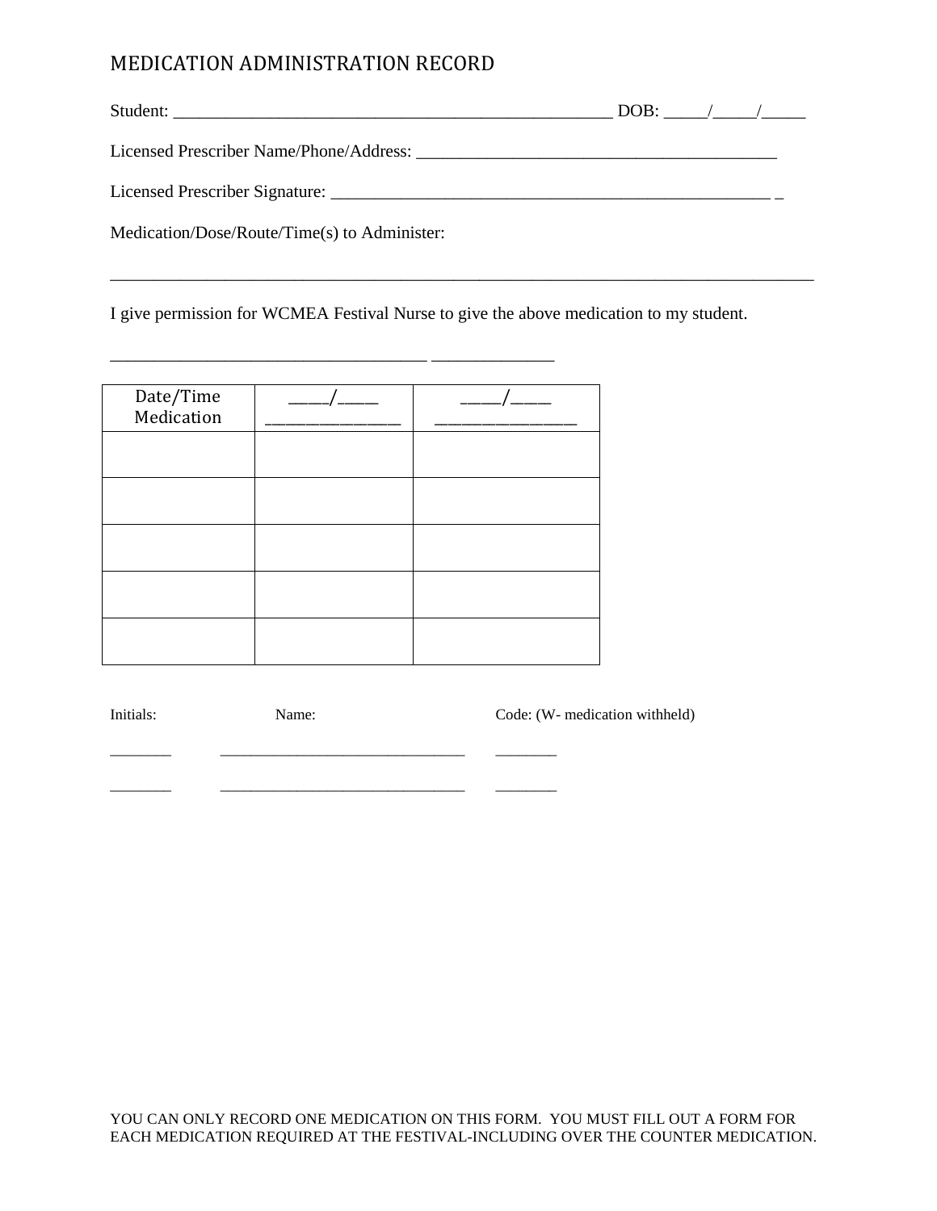# MEDICATION ADMINISTRATION RECORD

Student: ____________________________________________________ DOB: _____/_____/_____

Licensed Prescriber Name/Phone/Address: __________________________________________

Licensed Prescriber Signature: _____________________________________________________ _

Medication/Dose/Route/Time(s) to Administer:

____________________________________________________________________________________

I give permission for WCMEA Festival Nurse to give the above medication to my student.

______________________________________ ______________

| Date/Time Medication | _____/_____ ________________ | _____/_____ ________________ |
|---|---|---|
| | | |
| | | |
| | | |
| | | |
| | | |

Initials: Name: Code: (W- medication withheld)

________ _______________________________ ________

________ _______________________________ ________

YOU CAN ONLY RECORD ONE MEDICATION ON THIS FORM. YOU MUST FILL OUT A FORM FOR EACH MEDICATION REQUIRED AT THE FESTIVAL-INCLUDING OVER THE COUNTER MEDICATION.